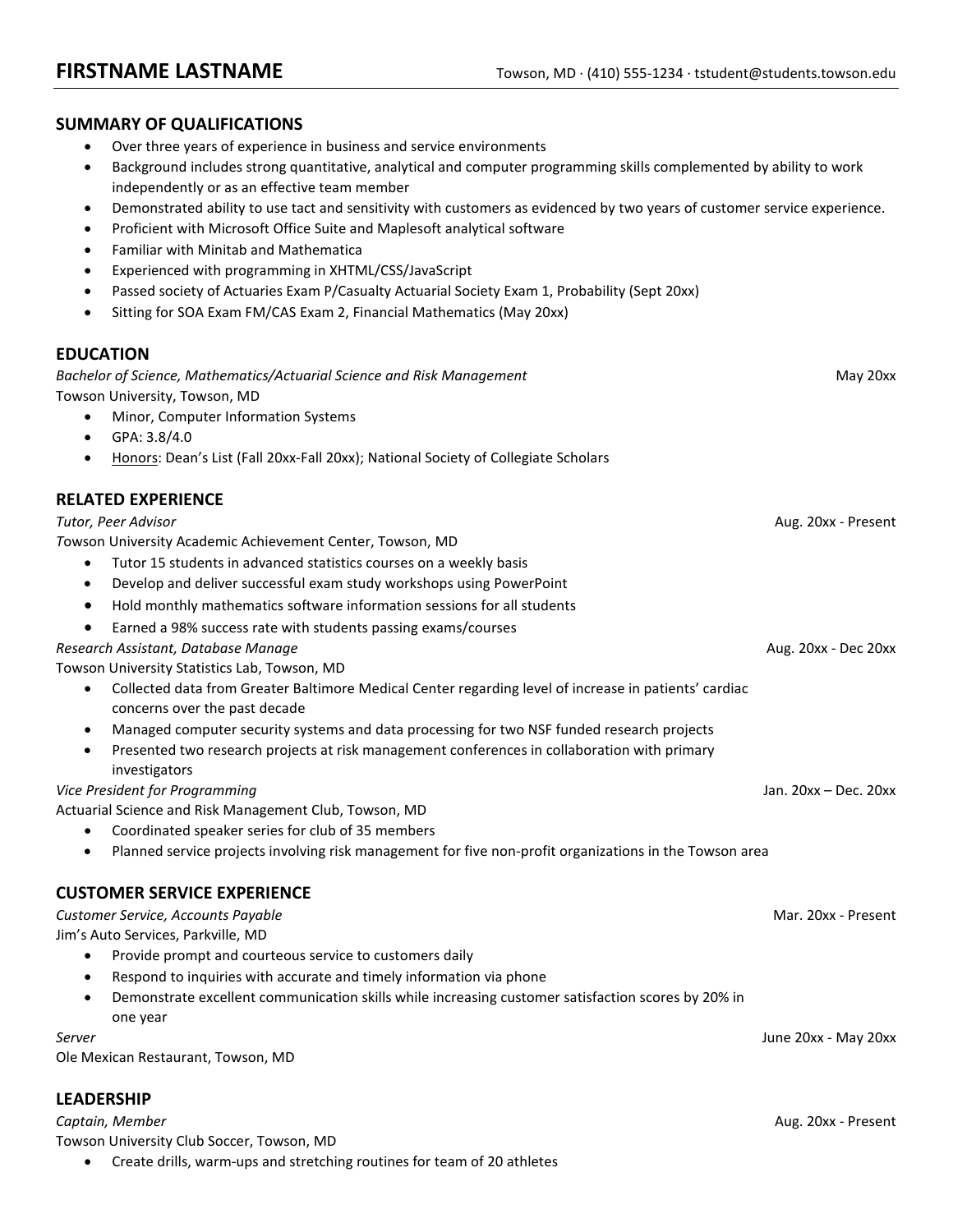# FIRSTNAME LASTNAME

Towson, MD · (410) 555-1234 · tstudent@students.towson.edu

## SUMMARY OF QUALIFICATIONS

- Over three years of experience in business and service environments
- Background includes strong quantitative, analytical and computer programming skills complemented by ability to work independently or as an effective team member
- Demonstrated ability to use tact and sensitivity with customers as evidenced by two years of customer service experience.
- Proficient with Microsoft Office Suite and Maplesoft analytical software
- Familiar with Minitab and Mathematica
- Experienced with programming in XHTML/CSS/JavaScript
- Passed society of Actuaries Exam P/Casualty Actuarial Society Exam 1, Probability (Sept 20xx)
- Sitting for SOA Exam FM/CAS Exam 2, Financial Mathematics (May 20xx)

## EDUCATION

*Bachelor of Science, Mathematics/Actuarial Science and Risk Management* — May 20xx
Towson University, Towson, MD

- Minor, Computer Information Systems
- GPA: 3.8/4.0
- Honors: Dean's List (Fall 20xx-Fall 20xx); National Society of Collegiate Scholars

## RELATED EXPERIENCE

*Tutor, Peer Advisor* — Aug. 20xx - Present
Towson University Academic Achievement Center, Towson, MD

- Tutor 15 students in advanced statistics courses on a weekly basis
- Develop and deliver successful exam study workshops using PowerPoint
- Hold monthly mathematics software information sessions for all students
- Earned a 98% success rate with students passing exams/courses

*Research Assistant, Database Manage* — Aug. 20xx - Dec 20xx
Towson University Statistics Lab, Towson, MD

- Collected data from Greater Baltimore Medical Center regarding level of increase in patients' cardiac concerns over the past decade
- Managed computer security systems and data processing for two NSF funded research projects
- Presented two research projects at risk management conferences in collaboration with primary investigators

*Vice President for Programming* — Jan. 20xx – Dec. 20xx
Actuarial Science and Risk Management Club, Towson, MD

- Coordinated speaker series for club of 35 members
- Planned service projects involving risk management for five non-profit organizations in the Towson area

## CUSTOMER SERVICE EXPERIENCE

*Customer Service, Accounts Payable* — Mar. 20xx - Present
Jim's Auto Services, Parkville, MD

- Provide prompt and courteous service to customers daily
- Respond to inquiries with accurate and timely information via phone
- Demonstrate excellent communication skills while increasing customer satisfaction scores by 20% in one year

*Server* — June 20xx - May 20xx
Ole Mexican Restaurant, Towson, MD

## LEADERSHIP

*Captain, Member* — Aug. 20xx - Present
Towson University Club Soccer, Towson, MD

- Create drills, warm-ups and stretching routines for team of 20 athletes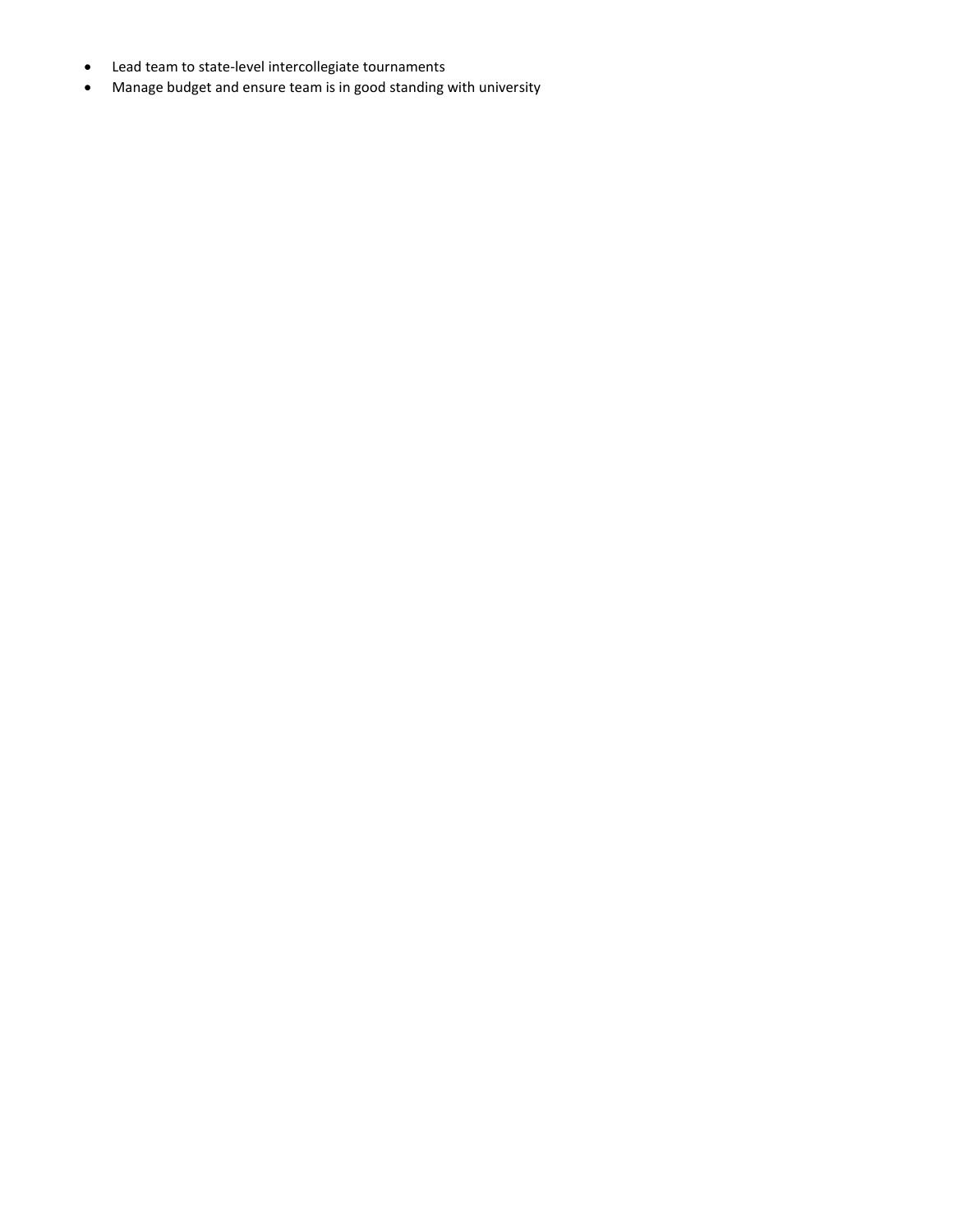- Lead team to state-level intercollegiate tournaments
- Manage budget and ensure team is in good standing with university